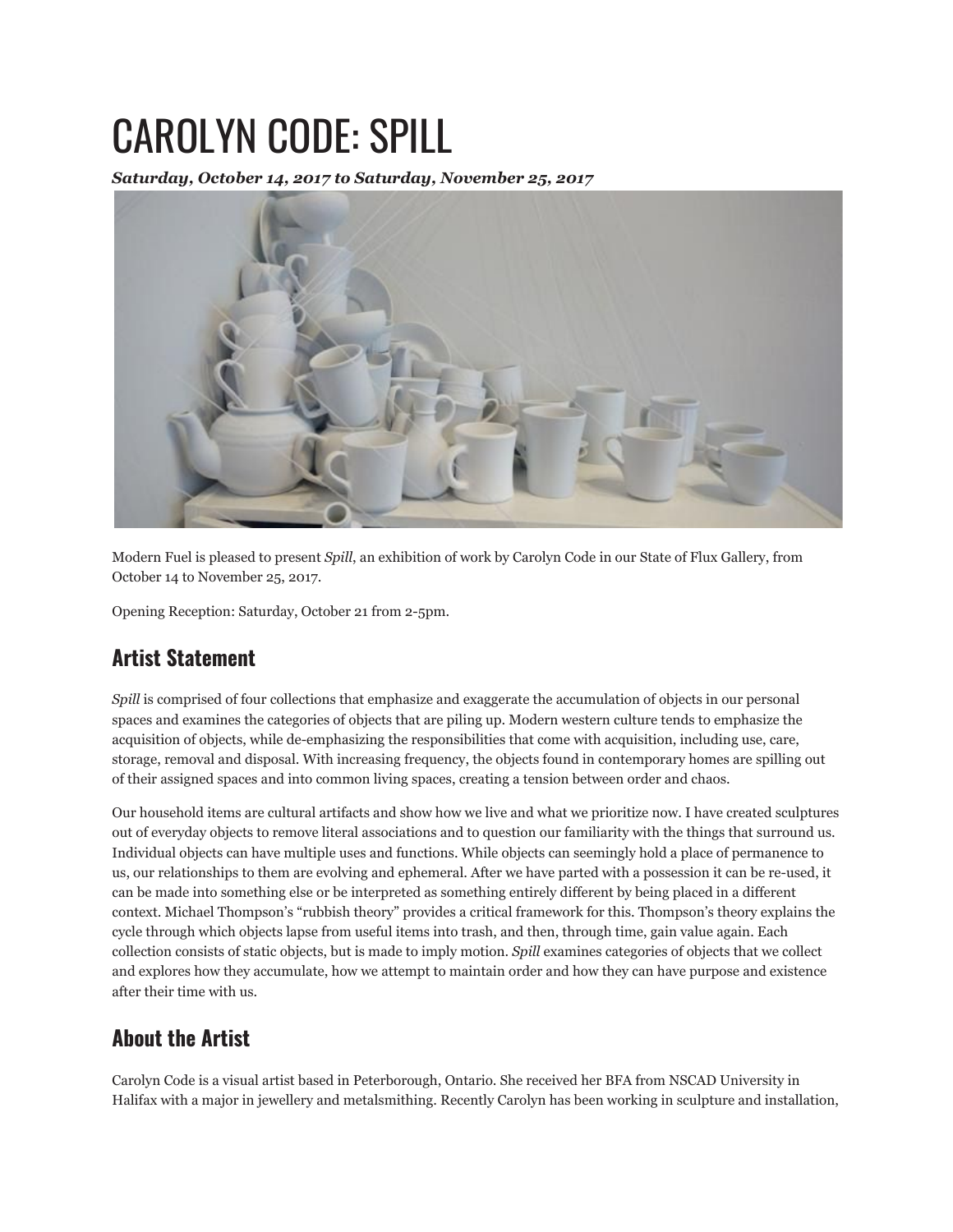# CAROLYN CODE: SPILL

***Saturday, October 14, 2017 to Saturday, November 25, 2017***

Modern Fuel is pleased to present *Spill*, an exhibition of work by Carolyn Code in our State of Flux Gallery, from October 14 to November 25, 2017.

Opening Reception: Saturday, October 21 from 2-5pm.

## Artist Statement

*Spill* is comprised of four collections that emphasize and exaggerate the accumulation of objects in our personal spaces and examines the categories of objects that are piling up. Modern western culture tends to emphasize the acquisition of objects, while de-emphasizing the responsibilities that come with acquisition, including use, care, storage, removal and disposal. With increasing frequency, the objects found in contemporary homes are spilling out of their assigned spaces and into common living spaces, creating a tension between order and chaos.

Our household items are cultural artifacts and show how we live and what we prioritize now. I have created sculptures out of everyday objects to remove literal associations and to question our familiarity with the things that surround us. Individual objects can have multiple uses and functions. While objects can seemingly hold a place of permanence to us, our relationships to them are evolving and ephemeral. After we have parted with a possession it can be re-used, it can be made into something else or be interpreted as something entirely different by being placed in a different context. Michael Thompson's "rubbish theory" provides a critical framework for this. Thompson's theory explains the cycle through which objects lapse from useful items into trash, and then, through time, gain value again. Each collection consists of static objects, but is made to imply motion. *Spill* examines categories of objects that we collect and explores how they accumulate, how we attempt to maintain order and how they can have purpose and existence after their time with us.

## About the Artist

Carolyn Code is a visual artist based in Peterborough, Ontario. She received her BFA from NSCAD University in Halifax with a major in jewellery and metalsmithing. Recently Carolyn has been working in sculpture and installation,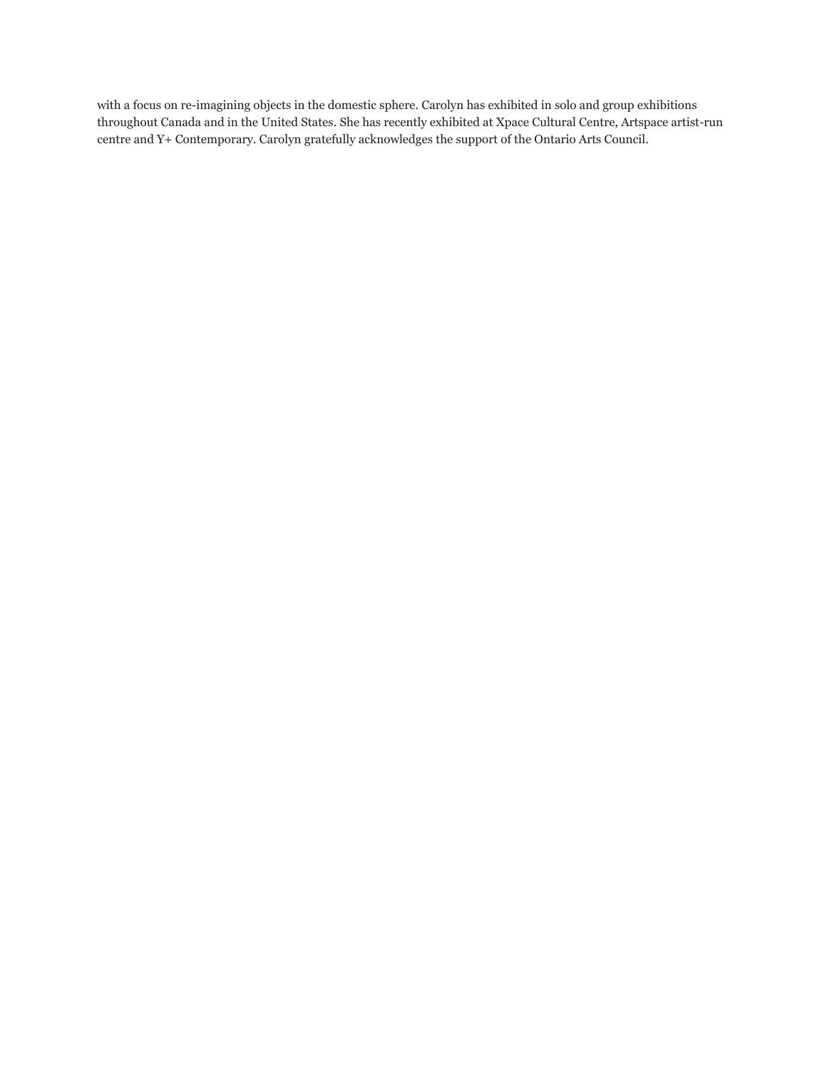with a focus on re-imagining objects in the domestic sphere. Carolyn has exhibited in solo and group exhibitions throughout Canada and in the United States. She has recently exhibited at Xpace Cultural Centre, Artspace artist-run centre and Y+ Contemporary. Carolyn gratefully acknowledges the support of the Ontario Arts Council.